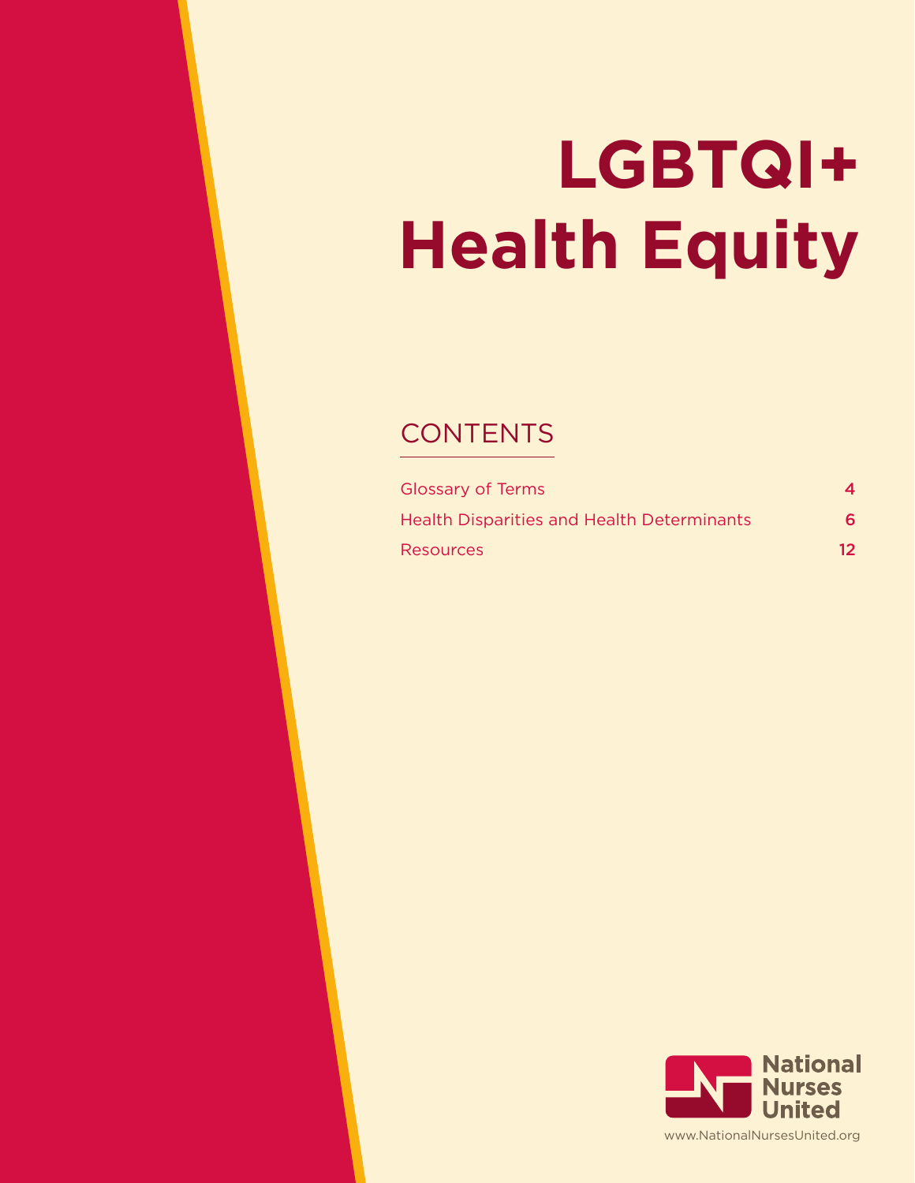# LGBTQI+ Health Equity

## CONTENTS

| | |
|---|---|
| Glossary of Terms | 4 |
| Health Disparities and Health Determinants | 6 |
| Resources | 12 |

National Nurses United

www.NationalNursesUnited.org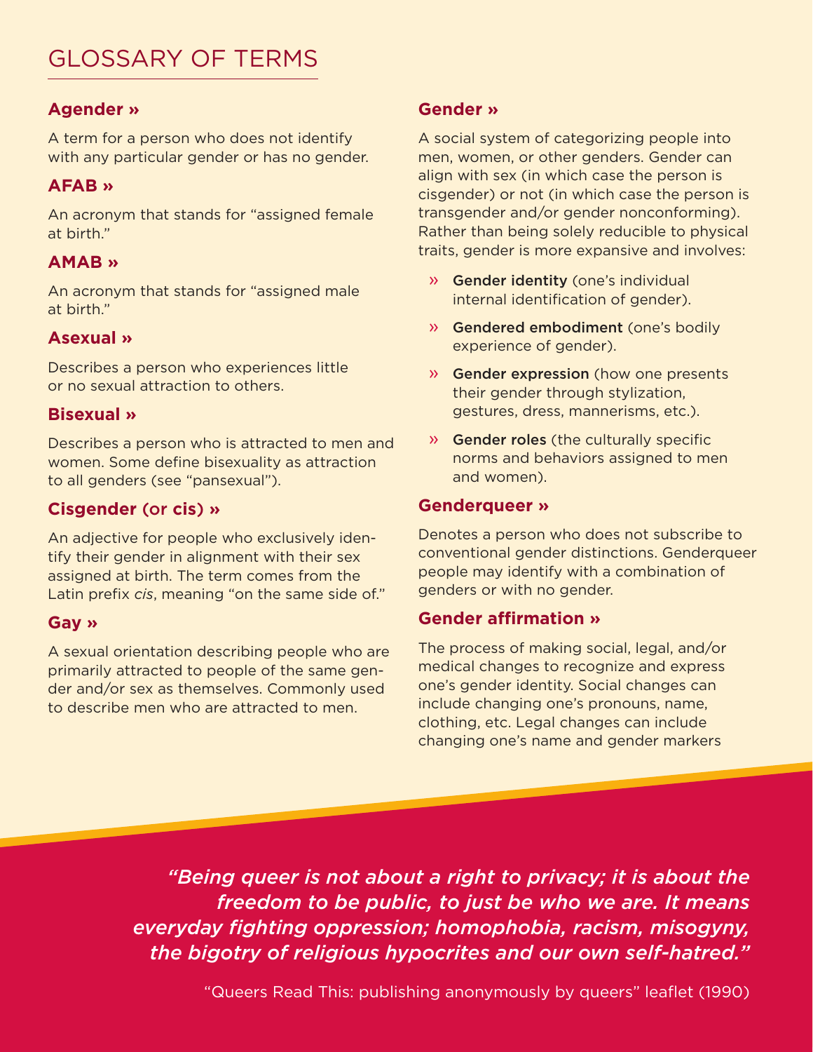# GLOSSARY OF TERMS

**Agender »**

A term for a person who does not identify with any particular gender or has no gender.

**AFAB »**

An acronym that stands for "assigned female at birth."

**AMAB »**

An acronym that stands for "assigned male at birth."

**Asexual »**

Describes a person who experiences little or no sexual attraction to others.

**Bisexual »**

Describes a person who is attracted to men and women. Some define bisexuality as attraction to all genders (see "pansexual").

**Cisgender (or cis) »**

An adjective for people who exclusively identify their gender in alignment with their sex assigned at birth. The term comes from the Latin prefix *cis*, meaning "on the same side of."

**Gay »**

A sexual orientation describing people who are primarily attracted to people of the same gender and/or sex as themselves. Commonly used to describe men who are attracted to men.

**Gender »**

A social system of categorizing people into men, women, or other genders. Gender can align with sex (in which case the person is cisgender) or not (in which case the person is transgender and/or gender nonconforming). Rather than being solely reducible to physical traits, gender is more expansive and involves:

- **Gender identity** (one's individual internal identification of gender).
- **Gendered embodiment** (one's bodily experience of gender).
- **Gender expression** (how one presents their gender through stylization, gestures, dress, mannerisms, etc.).
- **Gender roles** (the culturally specific norms and behaviors assigned to men and women).

**Genderqueer »**

Denotes a person who does not subscribe to conventional gender distinctions. Genderqueer people may identify with a combination of genders or with no gender.

**Gender affirmation »**

The process of making social, legal, and/or medical changes to recognize and express one's gender identity. Social changes can include changing one's pronouns, name, clothing, etc. Legal changes can include changing one's name and gender markers

*"Being queer is not about a right to privacy; it is about the freedom to be public, to just be who we are. It means everyday fighting oppression; homophobia, racism, misogyny, the bigotry of religious hypocrites and our own self-hatred."*

"Queers Read This: publishing anonymously by queers" leaflet (1990)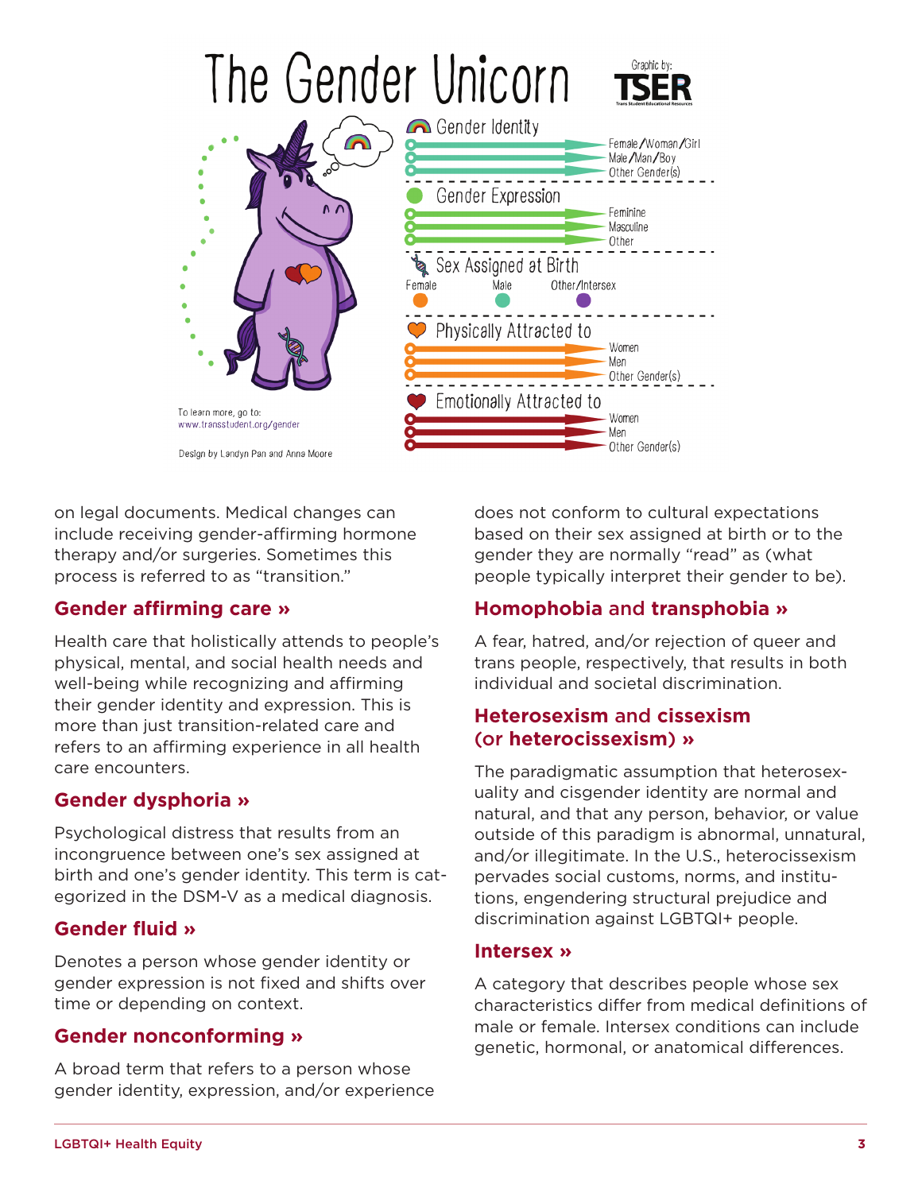## The Gender Unicorn

Graphic by: TSER (Trans Student Educational Resources)

**Gender Identity**: Female/Woman/Girl; Male/Man/Boy; Other Gender(s)

**Gender Expression**: Feminine; Masculine; Other

**Sex Assigned at Birth**: Female; Male; Other/Intersex

**Physically Attracted to**: Women; Men; Other Gender(s)

**Emotionally Attracted to**: Women; Men; Other Gender(s)

To learn more, go to: www.transstudent.org/gender

Design by Landyn Pan and Anna Moore

on legal documents. Medical changes can include receiving gender-affirming hormone therapy and/or surgeries. Sometimes this process is referred to as "transition."

### Gender affirming care »

Health care that holistically attends to people's physical, mental, and social health needs and well-being while recognizing and affirming their gender identity and expression. This is more than just transition-related care and refers to an affirming experience in all health care encounters.

### Gender dysphoria »

Psychological distress that results from an incongruence between one's sex assigned at birth and one's gender identity. This term is categorized in the DSM-V as a medical diagnosis.

### Gender fluid »

Denotes a person whose gender identity or gender expression is not fixed and shifts over time or depending on context.

### Gender nonconforming »

A broad term that refers to a person whose gender identity, expression, and/or experience does not conform to cultural expectations based on their sex assigned at birth or to the gender they are normally "read" as (what people typically interpret their gender to be).

### Homophobia and transphobia »

A fear, hatred, and/or rejection of queer and trans people, respectively, that results in both individual and societal discrimination.

### Heterosexism and cissexism (or heterocissexism) »

The paradigmatic assumption that heterosexuality and cisgender identity are normal and natural, and that any person, behavior, or value outside of this paradigm is abnormal, unnatural, and/or illegitimate. In the U.S., heterocissexism pervades social customs, norms, and institutions, engendering structural prejudice and discrimination against LGBTQI+ people.

### Intersex »

A category that describes people whose sex characteristics differ from medical definitions of male or female. Intersex conditions can include genetic, hormonal, or anatomical differences.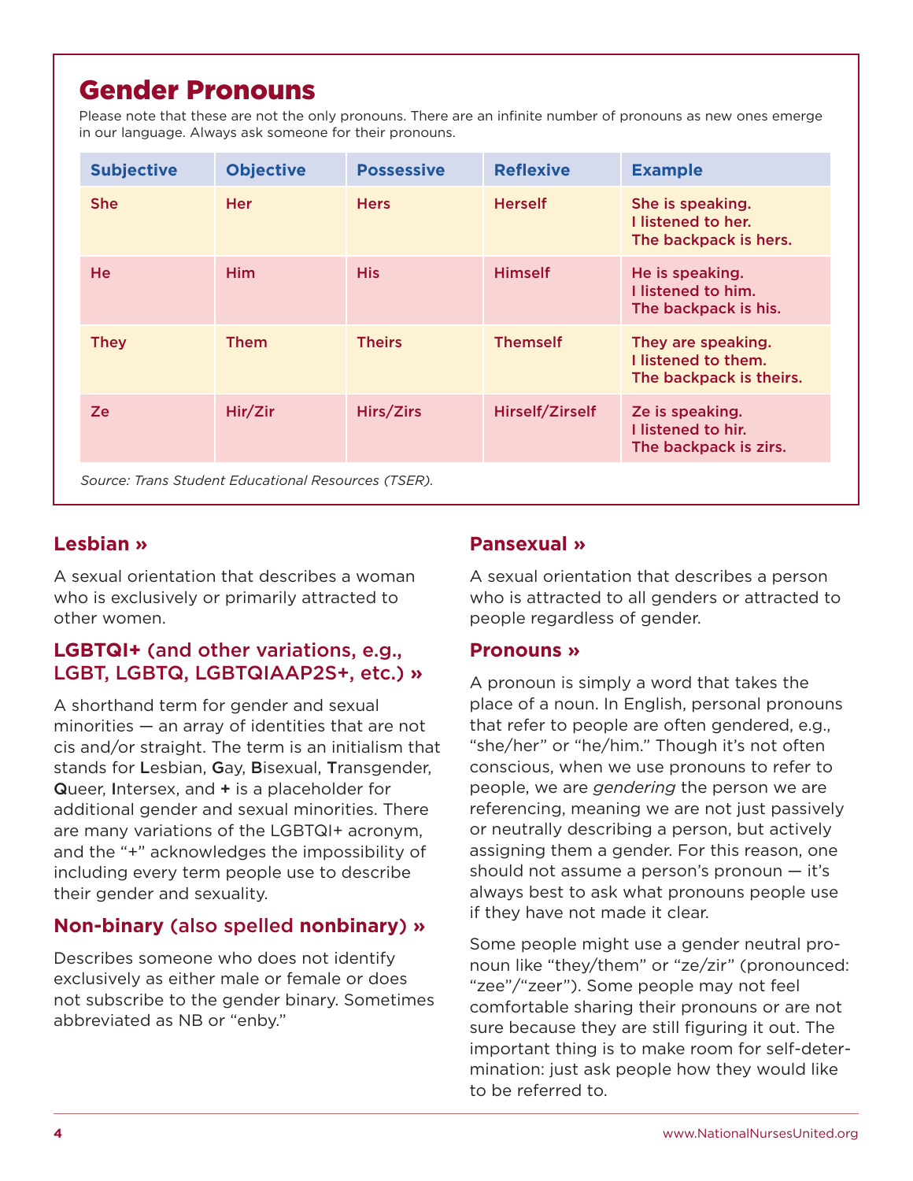## Gender Pronouns

Please note that these are not the only pronouns. There are an infinite number of pronouns as new ones emerge in our language. Always ask someone for their pronouns.

| Subjective | Objective | Possessive | Reflexive | Example |
|---|---|---|---|---|
| She | Her | Hers | Herself | She is speaking.<br>I listened to her.<br>The backpack is hers. |
| He | Him | His | Himself | He is speaking.<br>I listened to him.<br>The backpack is his. |
| They | Them | Theirs | Themself | They are speaking.<br>I listened to them.<br>The backpack is theirs. |
| Ze | Hir/Zir | Hirs/Zirs | Hirself/Zirself | Ze is speaking.<br>I listened to hir.<br>The backpack is zirs. |

*Source: Trans Student Educational Resources (TSER).*

### Lesbian »

A sexual orientation that describes a woman who is exclusively or primarily attracted to other women.

### LGBTQI+ (and other variations, e.g., LGBT, LGBTQ, LGBTQIAAP2S+, etc.) »

A shorthand term for gender and sexual minorities — an array of identities that are not cis and/or straight. The term is an initialism that stands for **L**esbian, **G**ay, **B**isexual, **T**ransgender, **Q**ueer, **I**ntersex, and **+** is a placeholder for additional gender and sexual minorities. There are many variations of the LGBTQI+ acronym, and the "+" acknowledges the impossibility of including every term people use to describe their gender and sexuality.

### Non-binary (also spelled nonbinary) »

Describes someone who does not identify exclusively as either male or female or does not subscribe to the gender binary. Sometimes abbreviated as NB or "enby."

### Pansexual »

A sexual orientation that describes a person who is attracted to all genders or attracted to people regardless of gender.

### Pronouns »

A pronoun is simply a word that takes the place of a noun. In English, personal pronouns that refer to people are often gendered, e.g., "she/her" or "he/him." Though it's not often conscious, when we use pronouns to refer to people, we are *gendering* the person we are referencing, meaning we are not just passively or neutrally describing a person, but actively assigning them a gender. For this reason, one should not assume a person's pronoun — it's always best to ask what pronouns people use if they have not made it clear.

Some people might use a gender neutral pronoun like "they/them" or "ze/zir" (pronounced: "zee"/"zeer"). Some people may not feel comfortable sharing their pronouns or are not sure because they are still figuring it out. The important thing is to make room for self-determination: just ask people how they would like to be referred to.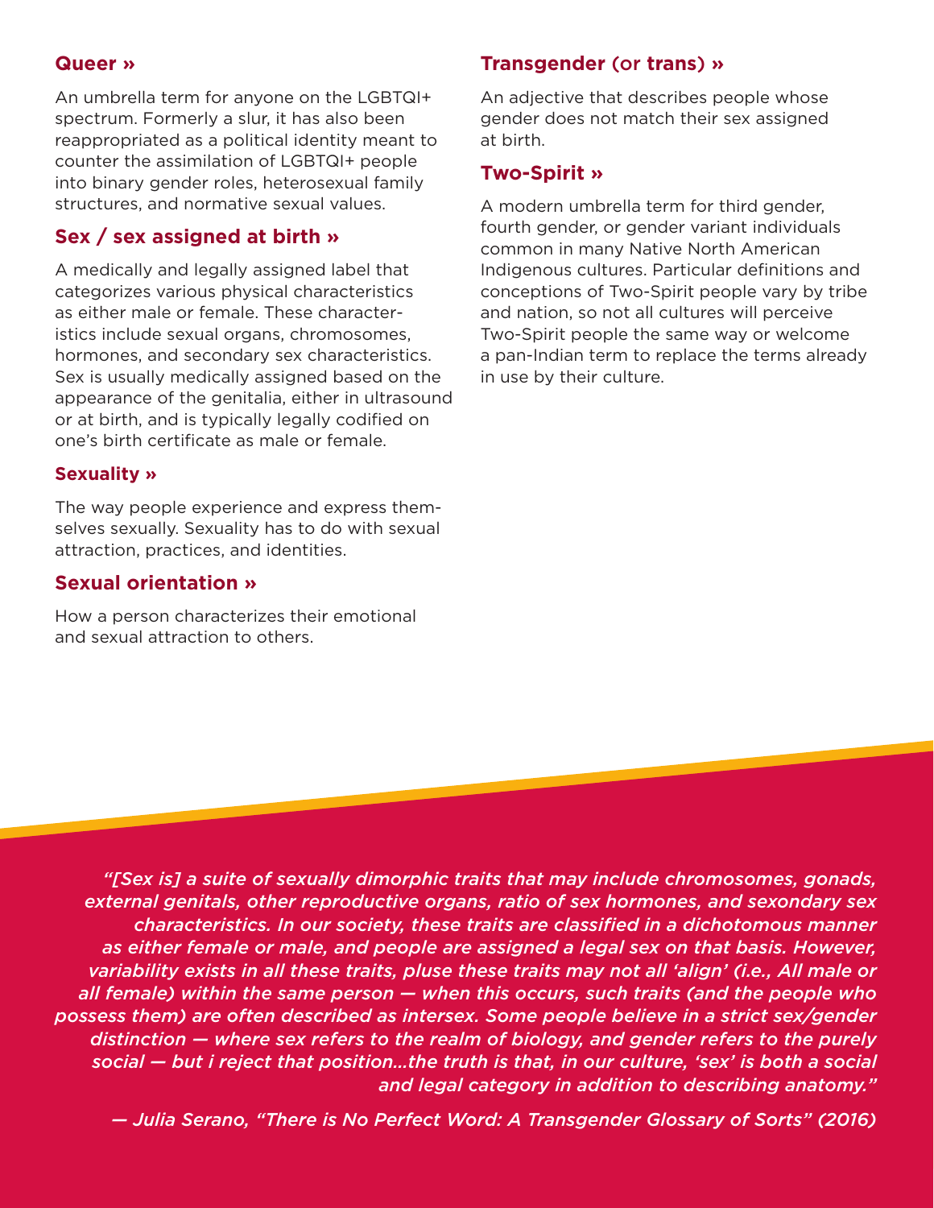### Queer »

An umbrella term for anyone on the LGBTQI+ spectrum. Formerly a slur, it has also been reappropriated as a political identity meant to counter the assimilation of LGBTQI+ people into binary gender roles, heterosexual family structures, and normative sexual values.

### Sex / sex assigned at birth »

A medically and legally assigned label that categorizes various physical characteristics as either male or female. These characteristics include sexual organs, chromosomes, hormones, and secondary sex characteristics. Sex is usually medically assigned based on the appearance of the genitalia, either in ultrasound or at birth, and is typically legally codified on one's birth certificate as male or female.

### Sexuality »

The way people experience and express themselves sexually. Sexuality has to do with sexual attraction, practices, and identities.

### Sexual orientation »

How a person characterizes their emotional and sexual attraction to others.

### Transgender (or trans) »

An adjective that describes people whose gender does not match their sex assigned at birth.

### Two-Spirit »

A modern umbrella term for third gender, fourth gender, or gender variant individuals common in many Native North American Indigenous cultures. Particular definitions and conceptions of Two-Spirit people vary by tribe and nation, so not all cultures will perceive Two-Spirit people the same way or welcome a pan-Indian term to replace the terms already in use by their culture.

*"[Sex is] a suite of sexually dimorphic traits that may include chromosomes, gonads, external genitals, other reproductive organs, ratio of sex hormones, and sexondary sex characteristics. In our society, these traits are classified in a dichotomous manner as either female or male, and people are assigned a legal sex on that basis. However, variability exists in all these traits, pluse these traits may not all 'align' (i.e., All male or all female) within the same person — when this occurs, such traits (and the people who possess them) are often described as intersex. Some people believe in a strict sex/gender distinction — where sex refers to the realm of biology, and gender refers to the purely social — but i reject that position...the truth is that, in our culture, 'sex' is both a social and legal category in addition to describing anatomy."*

*— Julia Serano, "There is No Perfect Word: A Transgender Glossary of Sorts" (2016)*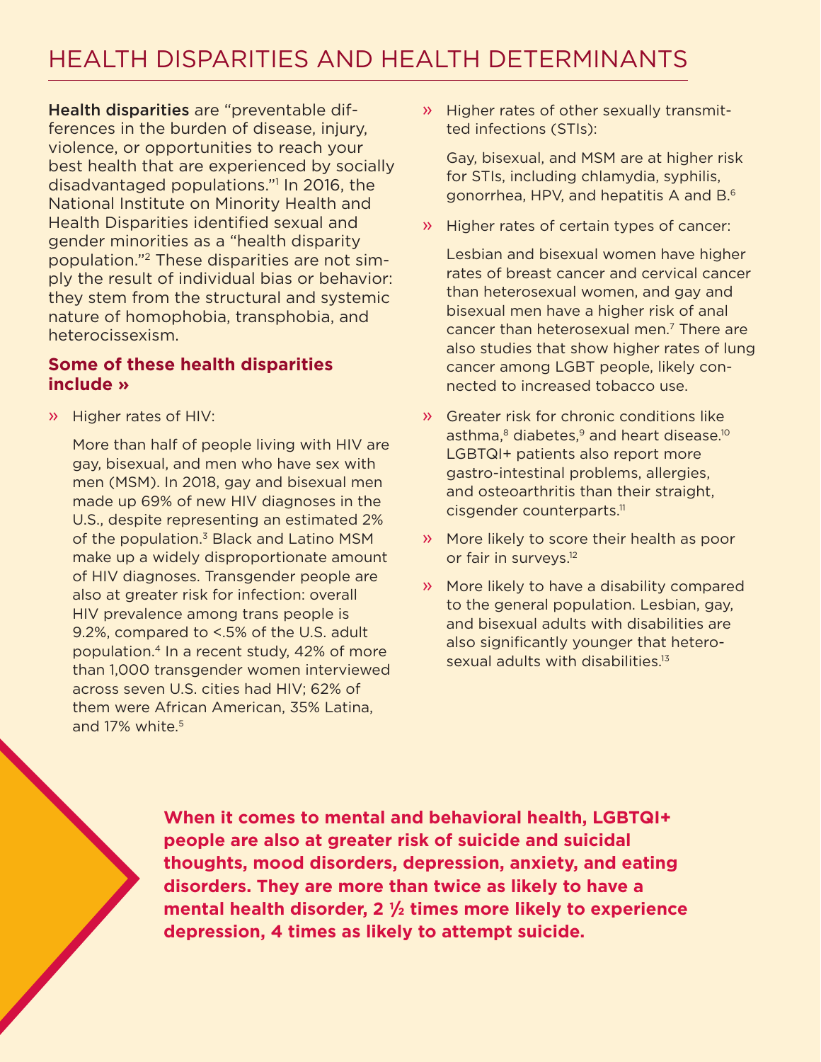# HEALTH DISPARITIES AND HEALTH DETERMINANTS

**Health disparities** are "preventable differences in the burden of disease, injury, violence, or opportunities to reach your best health that are experienced by socially disadvantaged populations."[1] In 2016, the National Institute on Minority Health and Health Disparities identified sexual and gender minorities as a "health disparity population."[2] These disparities are not simply the result of individual bias or behavior: they stem from the structural and systemic nature of homophobia, transphobia, and heterocissexism.

### Some of these health disparities include »

- Higher rates of HIV:

  More than half of people living with HIV are gay, bisexual, and men who have sex with men (MSM). In 2018, gay and bisexual men made up 69% of new HIV diagnoses in the U.S., despite representing an estimated 2% of the population.[3] Black and Latino MSM make up a widely disproportionate amount of HIV diagnoses. Transgender people are also at greater risk for infection: overall HIV prevalence among trans people is 9.2%, compared to <.5% of the U.S. adult population.[4] In a recent study, 42% of more than 1,000 transgender women interviewed across seven U.S. cities had HIV; 62% of them were African American, 35% Latina, and 17% white.[5]

- Higher rates of other sexually transmitted infections (STIs):

  Gay, bisexual, and MSM are at higher risk for STIs, including chlamydia, syphilis, gonorrhea, HPV, and hepatitis A and B.[6]

- Higher rates of certain types of cancer:

  Lesbian and bisexual women have higher rates of breast cancer and cervical cancer than heterosexual women, and gay and bisexual men have a higher risk of anal cancer than heterosexual men.[7] There are also studies that show higher rates of lung cancer among LGBT people, likely connected to increased tobacco use.

- Greater risk for chronic conditions like asthma,[8] diabetes,[9] and heart disease.[10] LGBTQI+ patients also report more gastro-intestinal problems, allergies, and osteoarthritis than their straight, cisgender counterparts.[11]

- More likely to score their health as poor or fair in surveys.[12]

- More likely to have a disability compared to the general population. Lesbian, gay, and bisexual adults with disabilities are also significantly younger that heterosexual adults with disabilities.[13]

**When it comes to mental and behavioral health, LGBTQI+ people are also at greater risk of suicide and suicidal thoughts, mood disorders, depression, anxiety, and eating disorders. They are more than twice as likely to have a mental health disorder, 2 ½ times more likely to experience depression, 4 times as likely to attempt suicide.**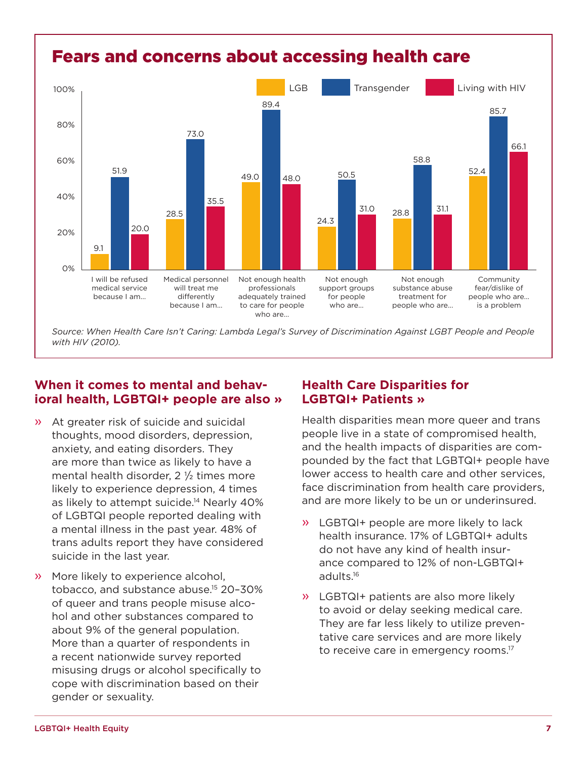## Fears and concerns about accessing health care

| | LGB | Transgender | Living with HIV |
|---|---|---|---|
| I will be refused medical service because I am... | 9.1 | 51.9 | 20.0 |
| Medical personnel will treat me differently because I am... | 28.5 | 73.0 | 35.5 |
| Not enough health professionals adequately trained to care for people who are... | 49.0 | 89.4 | 48.0 |
| Not enough support groups for people who are... | 24.3 | 50.5 | 31.0 |
| Not enough substance abuse treatment for people who are... | 28.8 | 58.8 | 31.1 |
| Community fear/dislike of people who are... is a problem | 52.4 | 85.7 | 66.1 |

*Source: When Health Care Isn't Caring: Lambda Legal's Survey of Discrimination Against LGBT People and People with HIV (2010).*

### When it comes to mental and behavioral health, LGBTQI+ people are also »

- At greater risk of suicide and suicidal thoughts, mood disorders, depression, anxiety, and eating disorders. They are more than twice as likely to have a mental health disorder, 2 ½ times more likely to experience depression, 4 times as likely to attempt suicide.[14] Nearly 40% of LGBTQI people reported dealing with a mental illness in the past year. 48% of trans adults report they have considered suicide in the last year.
- More likely to experience alcohol, tobacco, and substance abuse.[15] 20–30% of queer and trans people misuse alcohol and other substances compared to about 9% of the general population. More than a quarter of respondents in a recent nationwide survey reported misusing drugs or alcohol specifically to cope with discrimination based on their gender or sexuality.

### Health Care Disparities for LGBTQI+ Patients »

Health disparities mean more queer and trans people live in a state of compromised health, and the health impacts of disparities are compounded by the fact that LGBTQI+ people have lower access to health care and other services, face discrimination from health care providers, and are more likely to be un or underinsured.

- LGBTQI+ people are more likely to lack health insurance. 17% of LGBTQI+ adults do not have any kind of health insurance compared to 12% of non-LGBTQI+ adults.[16]
- LGBTQI+ patients are also more likely to avoid or delay seeking medical care. They are far less likely to utilize preventative care services and are more likely to receive care in emergency rooms.[17]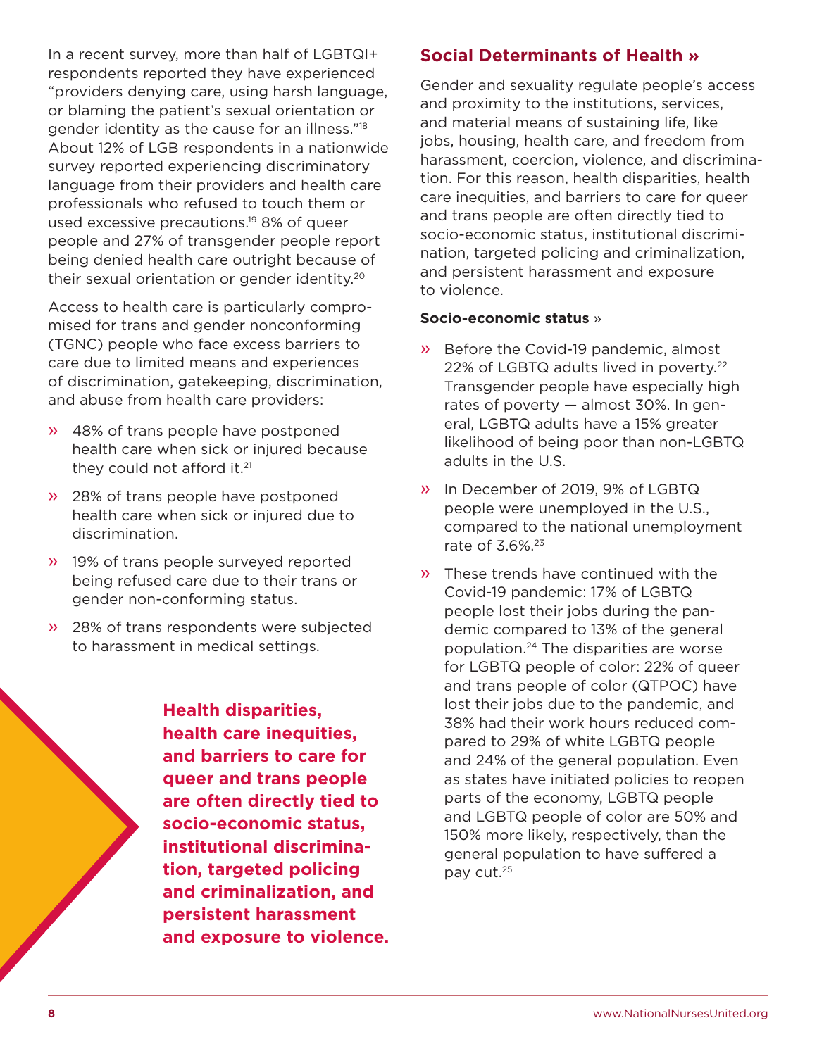In a recent survey, more than half of LGBTQI+ respondents reported they have experienced "providers denying care, using harsh language, or blaming the patient's sexual orientation or gender identity as the cause for an illness."[18] About 12% of LGB respondents in a nationwide survey reported experiencing discriminatory language from their providers and health care professionals who refused to touch them or used excessive precautions.[19] 8% of queer people and 27% of transgender people report being denied health care outright because of their sexual orientation or gender identity.[20]

Access to health care is particularly compromised for trans and gender nonconforming (TGNC) people who face excess barriers to care due to limited means and experiences of discrimination, gatekeeping, discrimination, and abuse from health care providers:

» 48% of trans people have postponed health care when sick or injured because they could not afford it.[21]

» 28% of trans people have postponed health care when sick or injured due to discrimination.

» 19% of trans people surveyed reported being refused care due to their trans or gender non-conforming status.

» 28% of trans respondents were subjected to harassment in medical settings.

**Health disparities, health care inequities, and barriers to care for queer and trans people are often directly tied to socio-economic status, institutional discrimination, targeted policing and criminalization, and persistent harassment and exposure to violence.**

## Social Determinants of Health »

Gender and sexuality regulate people's access and proximity to the institutions, services, and material means of sustaining life, like jobs, housing, health care, and freedom from harassment, coercion, violence, and discrimination. For this reason, health disparities, health care inequities, and barriers to care for queer and trans people are often directly tied to socio-economic status, institutional discrimination, targeted policing and criminalization, and persistent harassment and exposure to violence.

**Socio-economic status** »

» Before the Covid-19 pandemic, almost 22% of LGBTQ adults lived in poverty.[22] Transgender people have especially high rates of poverty — almost 30%. In general, LGBTQ adults have a 15% greater likelihood of being poor than non-LGBTQ adults in the U.S.

» In December of 2019, 9% of LGBTQ people were unemployed in the U.S., compared to the national unemployment rate of 3.6%.[23]

» These trends have continued with the Covid-19 pandemic: 17% of LGBTQ people lost their jobs during the pandemic compared to 13% of the general population.[24] The disparities are worse for LGBTQ people of color: 22% of queer and trans people of color (QTPOC) have lost their jobs due to the pandemic, and 38% had their work hours reduced compared to 29% of white LGBTQ people and 24% of the general population. Even as states have initiated policies to reopen parts of the economy, LGBTQ people and LGBTQ people of color are 50% and 150% more likely, respectively, than the general population to have suffered a pay cut.[25]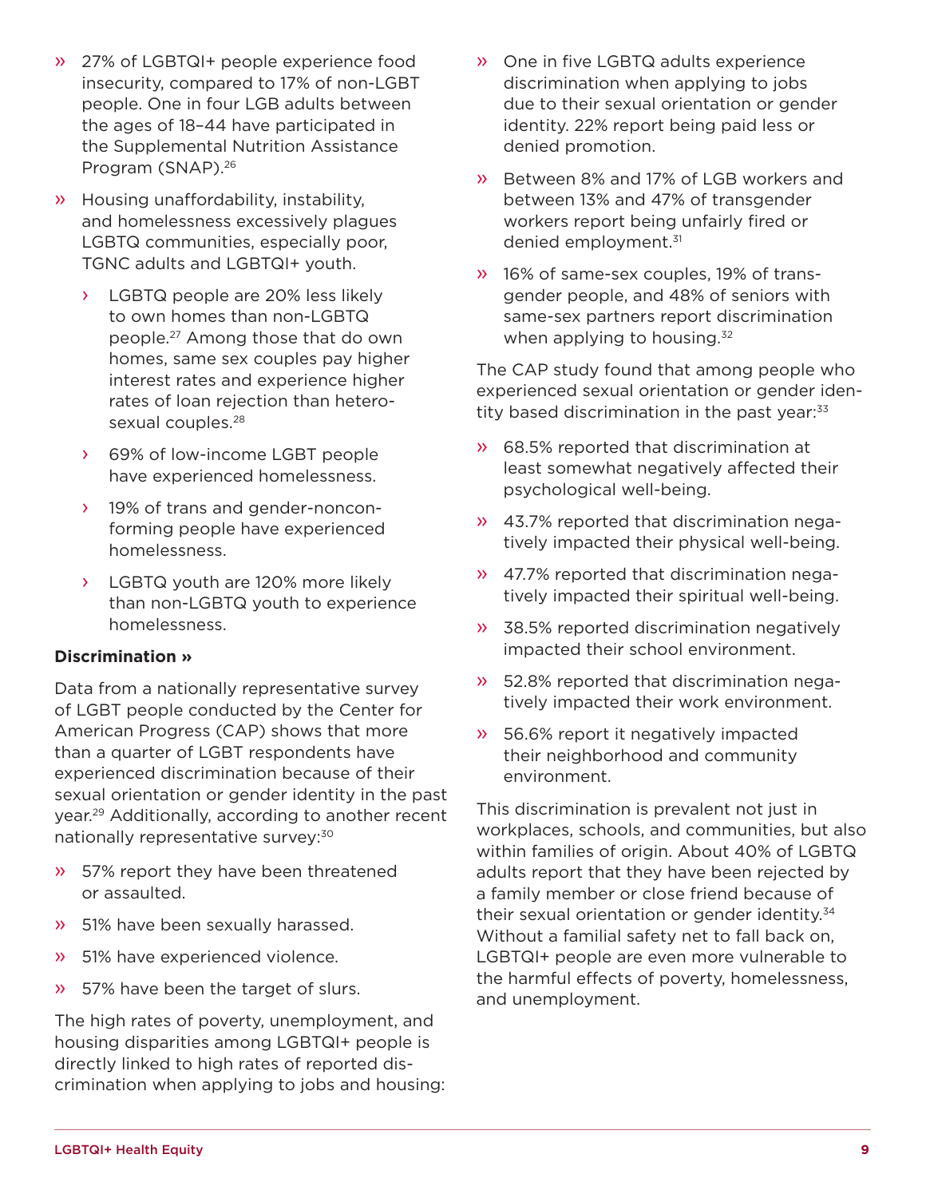- 27% of LGBTQI+ people experience food insecurity, compared to 17% of non-LGBT people. One in four LGB adults between the ages of 18–44 have participated in the Supplemental Nutrition Assistance Program (SNAP).[26]
- Housing unaffordability, instability, and homelessness excessively plagues LGBTQ communities, especially poor, TGNC adults and LGBTQI+ youth.
  - LGBTQ people are 20% less likely to own homes than non-LGBTQ people.[27] Among those that do own homes, same sex couples pay higher interest rates and experience higher rates of loan rejection than heterosexual couples.[28]
  - 69% of low-income LGBT people have experienced homelessness.
  - 19% of trans and gender-nonconforming people have experienced homelessness.
  - LGBTQ youth are 120% more likely than non-LGBTQ youth to experience homelessness.

**Discrimination »**

Data from a nationally representative survey of LGBT people conducted by the Center for American Progress (CAP) shows that more than a quarter of LGBT respondents have experienced discrimination because of their sexual orientation or gender identity in the past year.[29] Additionally, according to another recent nationally representative survey:[30]

- 57% report they have been threatened or assaulted.
- 51% have been sexually harassed.
- 51% have experienced violence.
- 57% have been the target of slurs.

The high rates of poverty, unemployment, and housing disparities among LGBTQI+ people is directly linked to high rates of reported discrimination when applying to jobs and housing:

- One in five LGBTQ adults experience discrimination when applying to jobs due to their sexual orientation or gender identity. 22% report being paid less or denied promotion.
- Between 8% and 17% of LGB workers and between 13% and 47% of transgender workers report being unfairly fired or denied employment.[31]
- 16% of same-sex couples, 19% of transgender people, and 48% of seniors with same-sex partners report discrimination when applying to housing.[32]

The CAP study found that among people who experienced sexual orientation or gender identity based discrimination in the past year:[33]

- 68.5% reported that discrimination at least somewhat negatively affected their psychological well-being.
- 43.7% reported that discrimination negatively impacted their physical well-being.
- 47.7% reported that discrimination negatively impacted their spiritual well-being.
- 38.5% reported discrimination negatively impacted their school environment.
- 52.8% reported that discrimination negatively impacted their work environment.
- 56.6% report it negatively impacted their neighborhood and community environment.

This discrimination is prevalent not just in workplaces, schools, and communities, but also within families of origin. About 40% of LGBTQ adults report that they have been rejected by a family member or close friend because of their sexual orientation or gender identity.[34] Without a familial safety net to fall back on, LGBTQI+ people are even more vulnerable to the harmful effects of poverty, homelessness, and unemployment.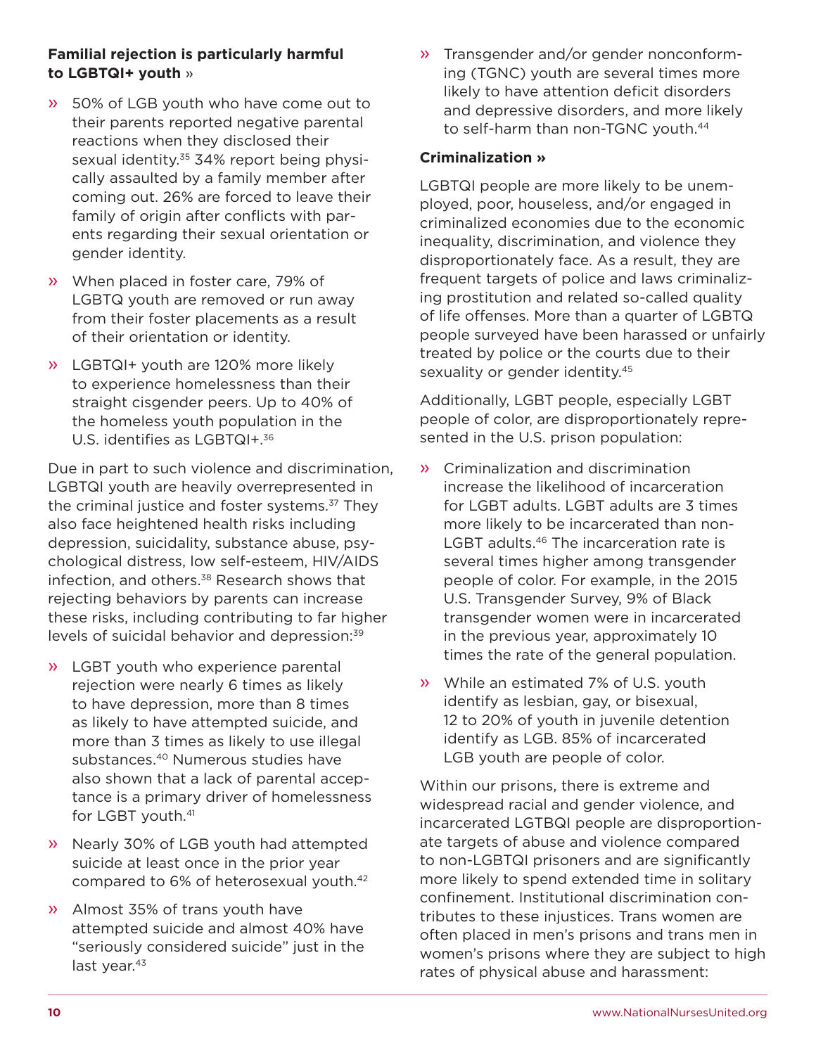**Familial rejection is particularly harmful to LGBTQI+ youth** »

- 50% of LGB youth who have come out to their parents reported negative parental reactions when they disclosed their sexual identity.[35] 34% report being physically assaulted by a family member after coming out. 26% are forced to leave their family of origin after conflicts with parents regarding their sexual orientation or gender identity.
- When placed in foster care, 79% of LGBTQ youth are removed or run away from their foster placements as a result of their orientation or identity.
- LGBTQI+ youth are 120% more likely to experience homelessness than their straight cisgender peers. Up to 40% of the homeless youth population in the U.S. identifies as LGBTQI+.[36]

Due in part to such violence and discrimination, LGBTQI youth are heavily overrepresented in the criminal justice and foster systems.[37] They also face heightened health risks including depression, suicidality, substance abuse, psychological distress, low self-esteem, HIV/AIDS infection, and others.[38] Research shows that rejecting behaviors by parents can increase these risks, including contributing to far higher levels of suicidal behavior and depression:[39]

- LGBT youth who experience parental rejection were nearly 6 times as likely to have depression, more than 8 times as likely to have attempted suicide, and more than 3 times as likely to use illegal substances.[40] Numerous studies have also shown that a lack of parental acceptance is a primary driver of homelessness for LGBT youth.[41]
- Nearly 30% of LGB youth had attempted suicide at least once in the prior year compared to 6% of heterosexual youth.[42]
- Almost 35% of trans youth have attempted suicide and almost 40% have "seriously considered suicide" just in the last year.[43]
- Transgender and/or gender nonconforming (TGNC) youth are several times more likely to have attention deficit disorders and depressive disorders, and more likely to self-harm than non-TGNC youth.[44]

**Criminalization »**

LGBTQI people are more likely to be unemployed, poor, houseless, and/or engaged in criminalized economies due to the economic inequality, discrimination, and violence they disproportionately face. As a result, they are frequent targets of police and laws criminalizing prostitution and related so-called quality of life offenses. More than a quarter of LGBTQ people surveyed have been harassed or unfairly treated by police or the courts due to their sexuality or gender identity.[45]

Additionally, LGBT people, especially LGBT people of color, are disproportionately represented in the U.S. prison population:

- Criminalization and discrimination increase the likelihood of incarceration for LGBT adults. LGBT adults are 3 times more likely to be incarcerated than non-LGBT adults.[46] The incarceration rate is several times higher among transgender people of color. For example, in the 2015 U.S. Transgender Survey, 9% of Black transgender women were in incarcerated in the previous year, approximately 10 times the rate of the general population.
- While an estimated 7% of U.S. youth identify as lesbian, gay, or bisexual, 12 to 20% of youth in juvenile detention identify as LGB. 85% of incarcerated LGB youth are people of color.

Within our prisons, there is extreme and widespread racial and gender violence, and incarcerated LGTBQI people are disproportionate targets of abuse and violence compared to non-LGBTQI prisoners and are significantly more likely to spend extended time in solitary confinement. Institutional discrimination contributes to these injustices. Trans women are often placed in men's prisons and trans men in women's prisons where they are subject to high rates of physical abuse and harassment: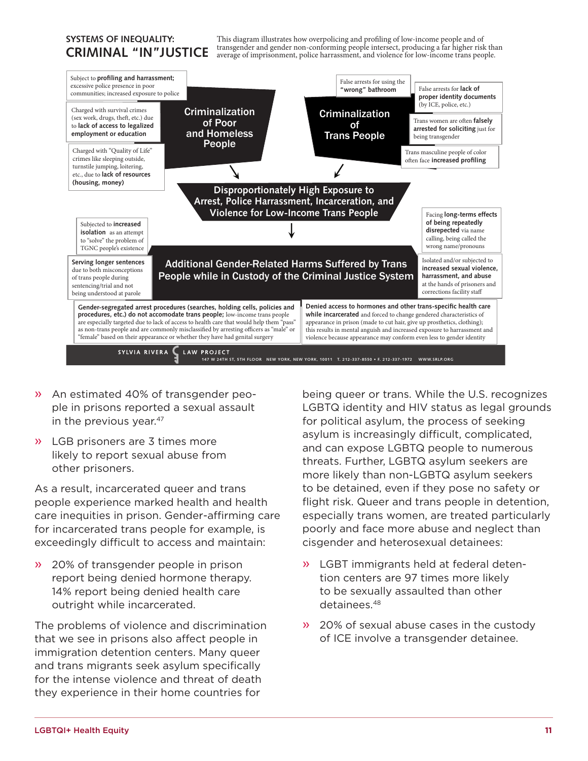## SYSTEMS OF INEQUALITY: CRIMINAL "IN"JUSTICE

This diagram illustrates how overpolicing and profiling of low-income people and of transgender and gender non-conforming people intersect, producing a far higher risk than average of imprisonment, police harrassment, and violence for low-income trans people.

**Criminalization of Poor and Homeless People**

- Subject to **profiling and harrassment;** excessive police presence in poor communities; increased exposure to police
- Charged with survival crimes (sex work, drugs, theft, etc.) due to **lack of access to legalized employment or education**
- Charged with "Quality of Life" crimes like sleeping outside, turnstile jumping, loitering, etc., due to **lack of resources (housing, money)**

**Criminalization of Trans People**

- False arrests for using the **"wrong" bathroom**
- False arrests for **lack of proper identity documents** (by ICE, police, etc.)
- Trans women are often **falsely arrested for soliciting** just for being transgender
- Trans masculine people of color often face **increased profiling**

**Disproportionately High Exposure to Arrest, Police Harrassment, Incarceration, and Violence for Low-Income Trans People**

**Additional Gender-Related Harms Suffered by Trans People while in Custody of the Criminal Justice System**

- Subjected to **increased isolation** as an attempt to "solve" the problem of TGNC people's existence
- **Serving longer sentences** due to both misconceptions of trans people during sentencing/trial and not being understood at parole
- Facing **long-terms effects of being repeatedly disrespected** via name calling, being called the wrong name/pronouns
- Isolated and/or subjected to **increased sexual violence, harrassment, and abuse** at the hands of prisoners and corrections facility staff
- **Gender-segregated arrest procedures (searches, holding cells, policies and procedures, etc.) do not accomodate trans people;** low-income trans people are especially targeted due to lack of access to health care that would help them "pass" as non-trans people and are commonly misclassified by arresting officers as "male" or "female" based on their appearance or whether they have had genital surgery
- **Denied access to hormones and other trans-specific health care while incarcerated** and forced to change gendered characteristics of appearance in prison (made to cut hair, give up prosthetics, clothing); this results in mental anguish and increased exposure to harrassment and violence because appearance may conform even less to gender identity

SYLVIA RIVERA LAW PROJECT 147 W 24TH ST, 5TH FLOOR NEW YORK, NEW YORK, 10011 T. 212-337-8550 • F. 212-337-1972 WWW.SRLP.ORG

» An estimated 40% of transgender people in prisons reported a sexual assault in the previous year.[47]

» LGB prisoners are 3 times more likely to report sexual abuse from other prisoners.

As a result, incarcerated queer and trans people experience marked health and health care inequities in prison. Gender-affirming care for incarcerated trans people for example, is exceedingly difficult to access and maintain:

» 20% of transgender people in prison report being denied hormone therapy. 14% report being denied health care outright while incarcerated.

The problems of violence and discrimination that we see in prisons also affect people in immigration detention centers. Many queer and trans migrants seek asylum specifically for the intense violence and threat of death they experience in their home countries for being queer or trans. While the U.S. recognizes LGBTQ identity and HIV status as legal grounds for political asylum, the process of seeking asylum is increasingly difficult, complicated, and can expose LGBTQ people to numerous threats. Further, LGBTQ asylum seekers are more likely than non-LGBTQ asylum seekers to be detained, even if they pose no safety or flight risk. Queer and trans people in detention, especially trans women, are treated particularly poorly and face more abuse and neglect than cisgender and heterosexual detainees:

» LGBT immigrants held at federal detention centers are 97 times more likely to be sexually assaulted than other detainees.[48]

» 20% of sexual abuse cases in the custody of ICE involve a transgender detainee.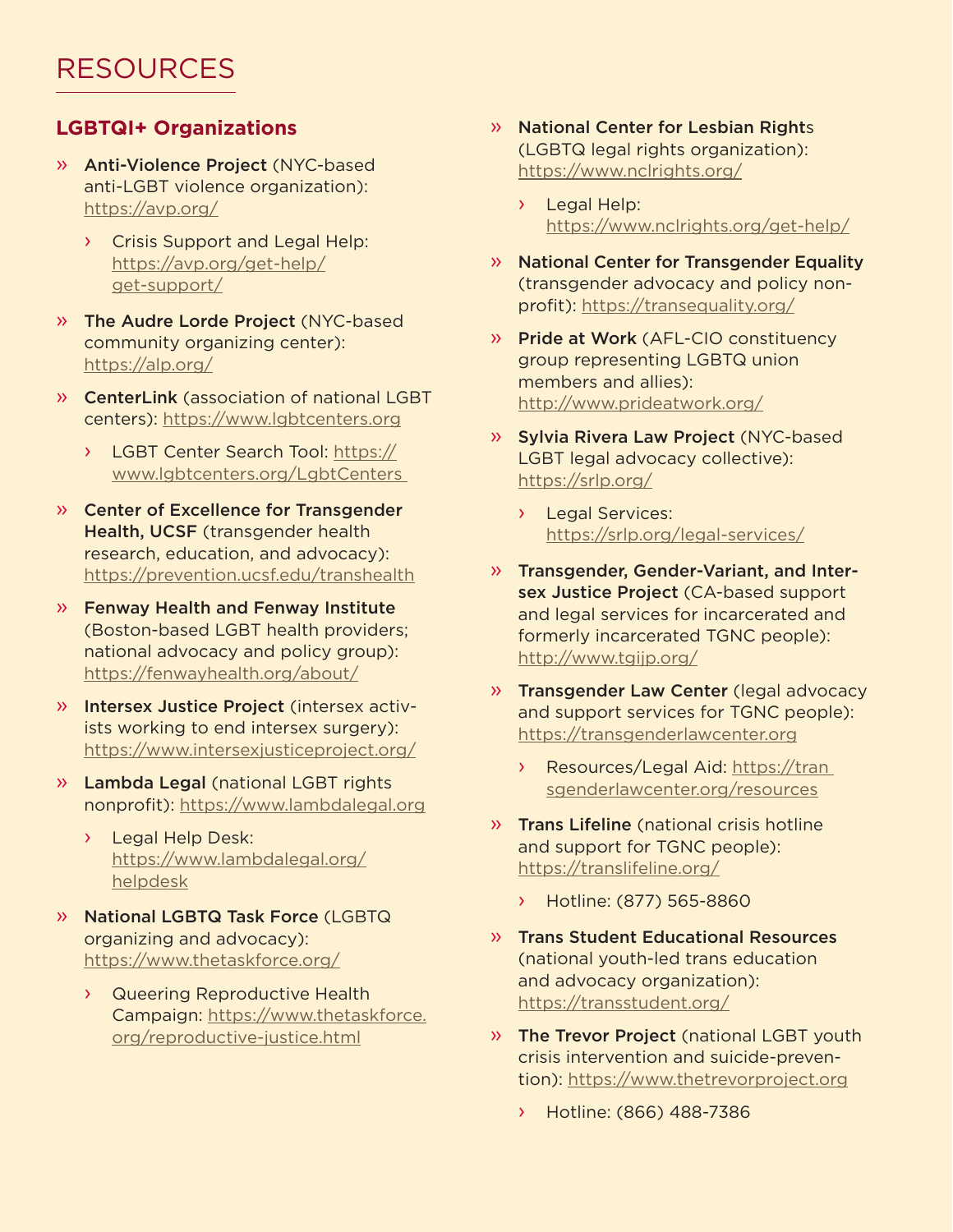# RESOURCES

## LGBTQI+ Organizations

- **Anti-Violence Project** (NYC-based anti-LGBT violence organization): https://avp.org/
  - Crisis Support and Legal Help: https://avp.org/get-help/get-support/
- **The Audre Lorde Project** (NYC-based community organizing center): https://alp.org/
- **CenterLink** (association of national LGBT centers): https://www.lgbtcenters.org
  - LGBT Center Search Tool: https://www.lgbtcenters.org/LgbtCenters
- **Center of Excellence for Transgender Health, UCSF** (transgender health research, education, and advocacy): https://prevention.ucsf.edu/transhealth
- **Fenway Health and Fenway Institute** (Boston-based LGBT health providers; national advocacy and policy group): https://fenwayhealth.org/about/
- **Intersex Justice Project** (intersex activists working to end intersex surgery): https://www.intersexjusticeproject.org/
- **Lambda Legal** (national LGBT rights nonprofit): https://www.lambdalegal.org
  - Legal Help Desk: https://www.lambdalegal.org/helpdesk
- **National LGBTQ Task Force** (LGBTQ organizing and advocacy): https://www.thetaskforce.org/
  - Queering Reproductive Health Campaign: https://www.thetaskforce.org/reproductive-justice.html
- **National Center for Lesbian Rights** (LGBTQ legal rights organization): https://www.nclrights.org/
  - Legal Help: https://www.nclrights.org/get-help/
- **National Center for Transgender Equality** (transgender advocacy and policy non-profit): https://transequality.org/
- **Pride at Work** (AFL-CIO constituency group representing LGBTQ union members and allies): http://www.prideatwork.org/
- **Sylvia Rivera Law Project** (NYC-based LGBT legal advocacy collective): https://srlp.org/
  - Legal Services: https://srlp.org/legal-services/
- **Transgender, Gender-Variant, and Intersex Justice Project** (CA-based support and legal services for incarcerated and formerly incarcerated TGNC people): http://www.tgijp.org/
- **Transgender Law Center** (legal advocacy and support services for TGNC people): https://transgenderlawcenter.org
  - Resources/Legal Aid: https://transgenderlawcenter.org/resources
- **Trans Lifeline** (national crisis hotline and support for TGNC people): https://translifeline.org/
  - Hotline: (877) 565-8860
- **Trans Student Educational Resources** (national youth-led trans education and advocacy organization): https://transstudent.org/
- **The Trevor Project** (national LGBT youth crisis intervention and suicide-prevention): https://www.thetrevorproject.org
  - Hotline: (866) 488-7386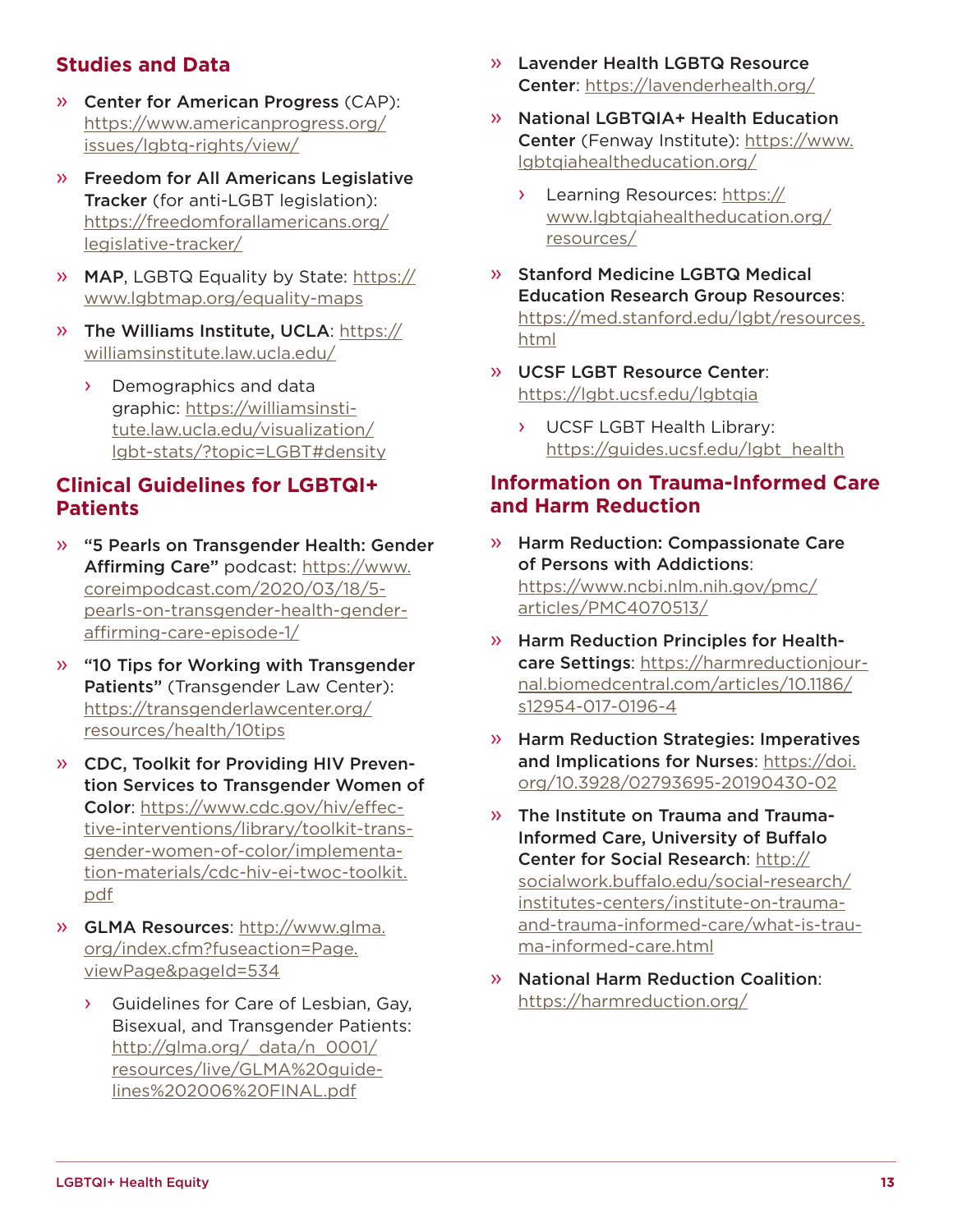## Studies and Data

- **Center for American Progress** (CAP): https://www.americanprogress.org/issues/lgbtq-rights/view/
- **Freedom for All Americans Legislative Tracker** (for anti-LGBT legislation): https://freedomforallamericans.org/legislative-tracker/
- **MAP**, LGBTQ Equality by State: https://www.lgbtmap.org/equality-maps
- **The Williams Institute, UCLA**: https://williamsinstitute.law.ucla.edu/
  - Demographics and data graphic: https://williamsinstitute.law.ucla.edu/visualization/lgbt-stats/?topic=LGBT#density

## Clinical Guidelines for LGBTQI+ Patients

- **"5 Pearls on Transgender Health: Gender Affirming Care"** podcast: https://www.coreimpodcast.com/2020/03/18/5-pearls-on-transgender-health-gender-affirming-care-episode-1/
- **"10 Tips for Working with Transgender Patients"** (Transgender Law Center): https://transgenderlawcenter.org/resources/health/10tips
- **CDC, Toolkit for Providing HIV Prevention Services to Transgender Women of Color**: https://www.cdc.gov/hiv/effective-interventions/library/toolkit-transgender-women-of-color/implementation-materials/cdc-hiv-ei-twoc-toolkit.pdf
- **GLMA Resources**: http://www.glma.org/index.cfm?fuseaction=Page.viewPage&pageId=534
  - Guidelines for Care of Lesbian, Gay, Bisexual, and Transgender Patients: http://glma.org/_data/n_0001/resources/live/GLMA%20guidelines%202006%20FINAL.pdf
- **Lavender Health LGBTQ Resource Center**: https://lavenderhealth.org/
- **National LGBTQIA+ Health Education Center** (Fenway Institute): https://www.lgbtqiahealtheducation.org/
  - Learning Resources: https://www.lgbtqiahealtheducation.org/resources/
- **Stanford Medicine LGBTQ Medical Education Research Group Resources**: https://med.stanford.edu/lgbt/resources.html
- **UCSF LGBT Resource Center**: https://lgbt.ucsf.edu/lgbtqia
  - UCSF LGBT Health Library: https://guides.ucsf.edu/lgbt_health

## Information on Trauma-Informed Care and Harm Reduction

- **Harm Reduction: Compassionate Care of Persons with Addictions**: https://www.ncbi.nlm.nih.gov/pmc/articles/PMC4070513/
- **Harm Reduction Principles for Healthcare Settings**: https://harmreductionjournal.biomedcentral.com/articles/10.1186/s12954-017-0196-4
- **Harm Reduction Strategies: Imperatives and Implications for Nurses**: https://doi.org/10.3928/02793695-20190430-02
- **The Institute on Trauma and Trauma-Informed Care, University of Buffalo Center for Social Research**: http://socialwork.buffalo.edu/social-research/institutes-centers/institute-on-trauma-and-trauma-informed-care/what-is-trauma-informed-care.html
- **National Harm Reduction Coalition**: https://harmreduction.org/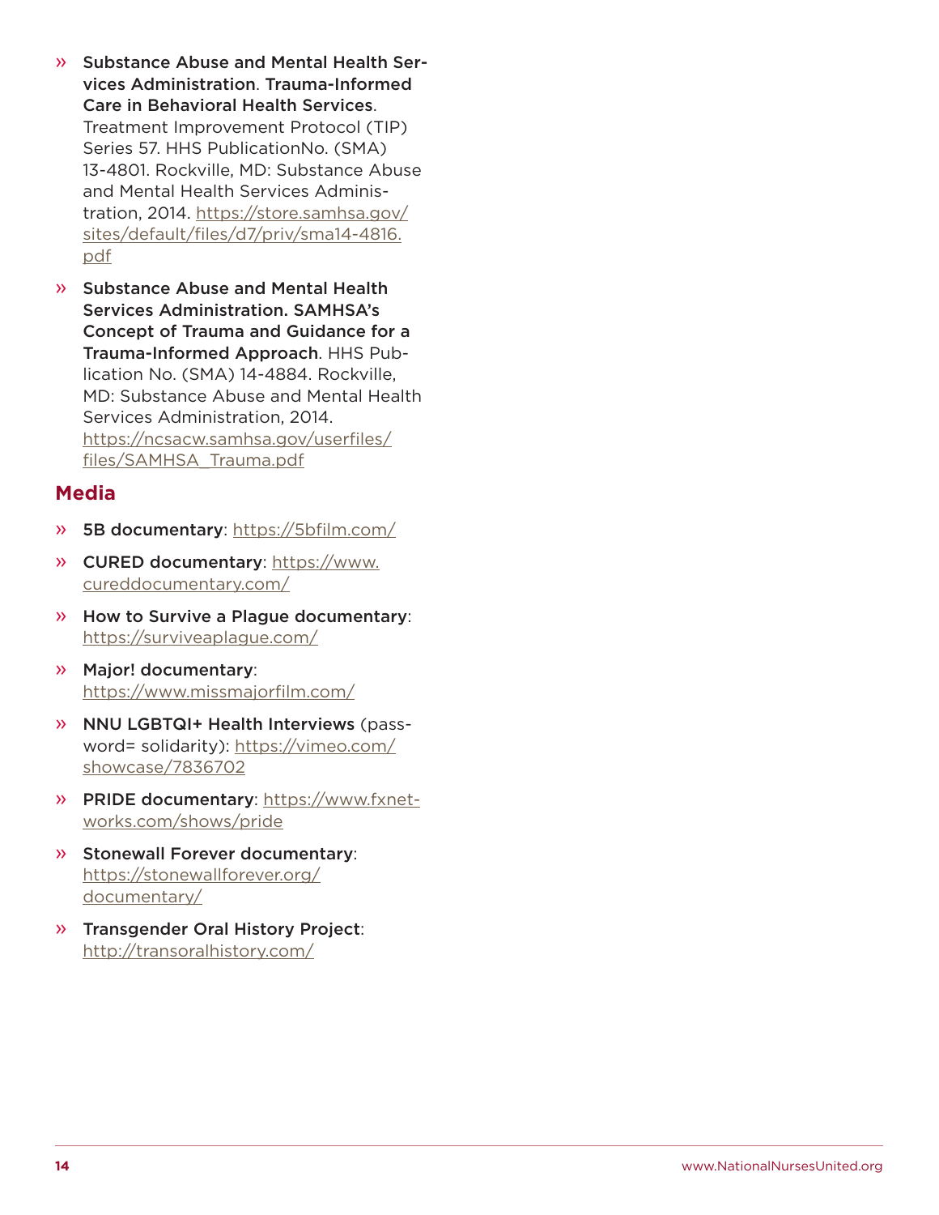- **Substance Abuse and Mental Health Services Administration**. **Trauma-Informed Care in Behavioral Health Services**. Treatment Improvement Protocol (TIP) Series 57. HHS PublicationNo. (SMA) 13-4801. Rockville, MD: Substance Abuse and Mental Health Services Administration, 2014. https://store.samhsa.gov/sites/default/files/d7/priv/sma14-4816.pdf

- **Substance Abuse and Mental Health Services Administration. SAMHSA's Concept of Trauma and Guidance for a Trauma-Informed Approach**. HHS Publication No. (SMA) 14-4884. Rockville, MD: Substance Abuse and Mental Health Services Administration, 2014. https://ncsacw.samhsa.gov/userfiles/files/SAMHSA_Trauma.pdf

## Media

- **5B documentary**: https://5bfilm.com/
- **CURED documentary**: https://www.cureddocumentary.com/
- **How to Survive a Plague documentary**: https://surviveaplague.com/
- **Major! documentary**: https://www.missmajorfilm.com/
- **NNU LGBTQI+ Health Interviews** (password= solidarity): https://vimeo.com/showcase/7836702
- **PRIDE documentary**: https://www.fxnetworks.com/shows/pride
- **Stonewall Forever documentary**: https://stonewallforever.org/documentary/
- **Transgender Oral History Project**: http://transoralhistory.com/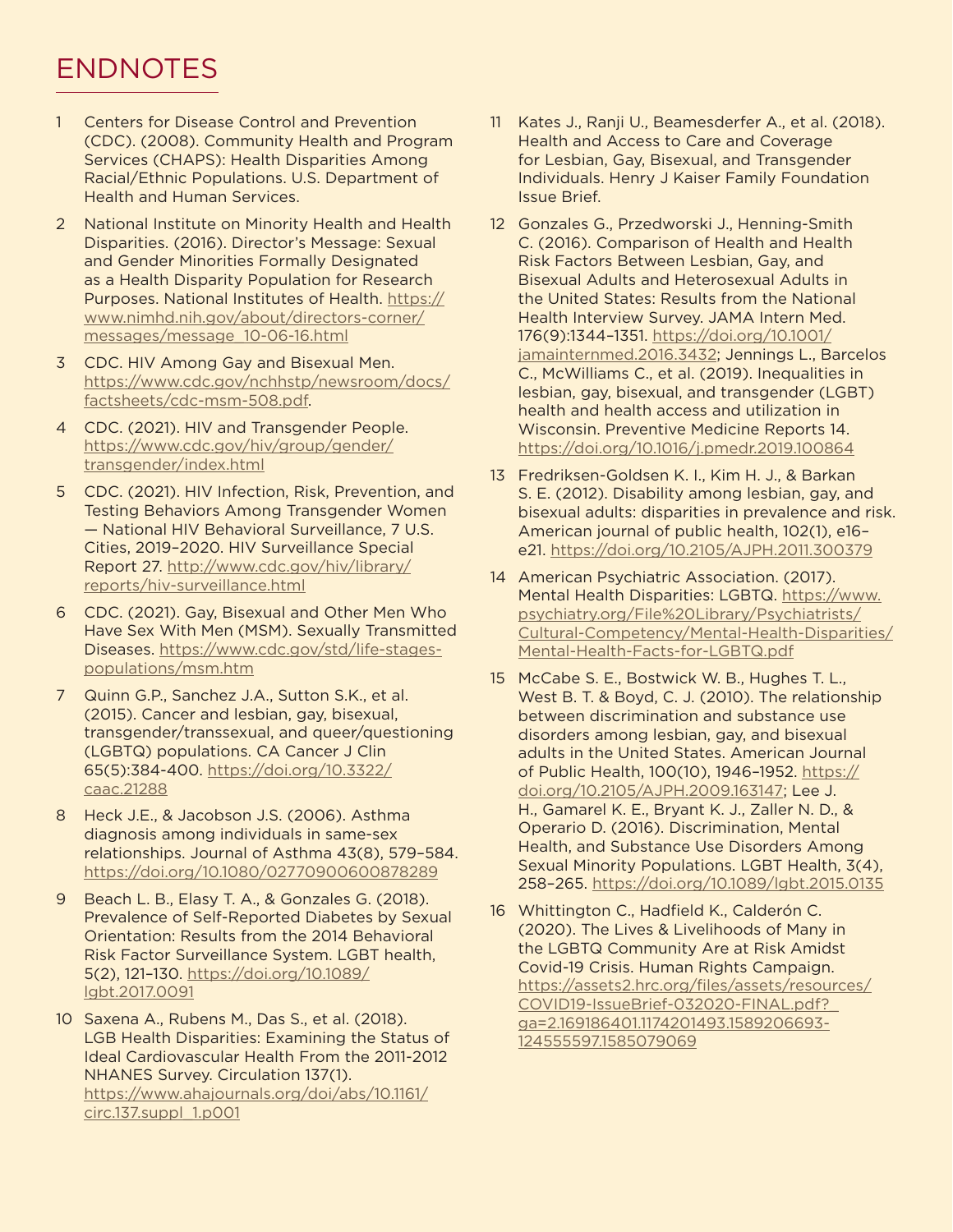# ENDNOTES

1. Centers for Disease Control and Prevention (CDC). (2008). Community Health and Program Services (CHAPS): Health Disparities Among Racial/Ethnic Populations. U.S. Department of Health and Human Services.
2. National Institute on Minority Health and Health Disparities. (2016). Director's Message: Sexual and Gender Minorities Formally Designated as a Health Disparity Population for Research Purposes. National Institutes of Health. https://www.nimhd.nih.gov/about/directors-corner/messages/message_10-06-16.html
3. CDC. HIV Among Gay and Bisexual Men. https://www.cdc.gov/nchhstp/newsroom/docs/factsheets/cdc-msm-508.pdf.
4. CDC. (2021). HIV and Transgender People. https://www.cdc.gov/hiv/group/gender/transgender/index.html
5. CDC. (2021). HIV Infection, Risk, Prevention, and Testing Behaviors Among Transgender Women — National HIV Behavioral Surveillance, 7 U.S. Cities, 2019–2020. HIV Surveillance Special Report 27. http://www.cdc.gov/hiv/library/reports/hiv-surveillance.html
6. CDC. (2021). Gay, Bisexual and Other Men Who Have Sex With Men (MSM). Sexually Transmitted Diseases. https://www.cdc.gov/std/life-stages-populations/msm.htm
7. Quinn G.P., Sanchez J.A., Sutton S.K., et al. (2015). Cancer and lesbian, gay, bisexual, transgender/transsexual, and queer/questioning (LGBTQ) populations. CA Cancer J Clin 65(5):384-400. https://doi.org/10.3322/caac.21288
8. Heck J.E., & Jacobson J.S. (2006). Asthma diagnosis among individuals in same-sex relationships. Journal of Asthma 43(8), 579–584. https://doi.org/10.1080/02770900600878289
9. Beach L. B., Elasy T. A., & Gonzales G. (2018). Prevalence of Self-Reported Diabetes by Sexual Orientation: Results from the 2014 Behavioral Risk Factor Surveillance System. LGBT health, 5(2), 121–130. https://doi.org/10.1089/lgbt.2017.0091
10. Saxena A., Rubens M., Das S., et al. (2018). LGB Health Disparities: Examining the Status of Ideal Cardiovascular Health From the 2011-2012 NHANES Survey. Circulation 137(1). https://www.ahajournals.org/doi/abs/10.1161/circ.137.suppl_1.p001
11. Kates J., Ranji U., Beamesderfer A., et al. (2018). Health and Access to Care and Coverage for Lesbian, Gay, Bisexual, and Transgender Individuals. Henry J Kaiser Family Foundation Issue Brief.
12. Gonzales G., Przedworski J., Henning-Smith C. (2016). Comparison of Health and Health Risk Factors Between Lesbian, Gay, and Bisexual Adults and Heterosexual Adults in the United States: Results from the National Health Interview Survey. JAMA Intern Med. 176(9):1344–1351. https://doi.org/10.1001/jamainternmed.2016.3432; Jennings L., Barcelos C., McWilliams C., et al. (2019). Inequalities in lesbian, gay, bisexual, and transgender (LGBT) health and health access and utilization in Wisconsin. Preventive Medicine Reports 14. https://doi.org/10.1016/j.pmedr.2019.100864
13. Fredriksen-Goldsen K. I., Kim H. J., & Barkan S. E. (2012). Disability among lesbian, gay, and bisexual adults: disparities in prevalence and risk. American journal of public health, 102(1), e16–e21. https://doi.org/10.2105/AJPH.2011.300379
14. American Psychiatric Association. (2017). Mental Health Disparities: LGBTQ. https://www.psychiatry.org/File%20Library/Psychiatrists/Cultural-Competency/Mental-Health-Disparities/Mental-Health-Facts-for-LGBTQ.pdf
15. McCabe S. E., Bostwick W. B., Hughes T. L., West B. T. & Boyd, C. J. (2010). The relationship between discrimination and substance use disorders among lesbian, gay, and bisexual adults in the United States. American Journal of Public Health, 100(10), 1946–1952. https://doi.org/10.2105/AJPH.2009.163147; Lee J. H., Gamarel K. E., Bryant K. J., Zaller N. D., & Operario D. (2016). Discrimination, Mental Health, and Substance Use Disorders Among Sexual Minority Populations. LGBT Health, 3(4), 258–265. https://doi.org/10.1089/lgbt.2015.0135
16. Whittington C., Hadfield K., Calderón C. (2020). The Lives & Livelihoods of Many in the LGBTQ Community Are at Risk Amidst Covid-19 Crisis. Human Rights Campaign. https://assets2.hrc.org/files/assets/resources/COVID19-IssueBrief-032020-FINAL.pdf?_ga=2.169186401.1174201493.1589206693-124555597.1585079069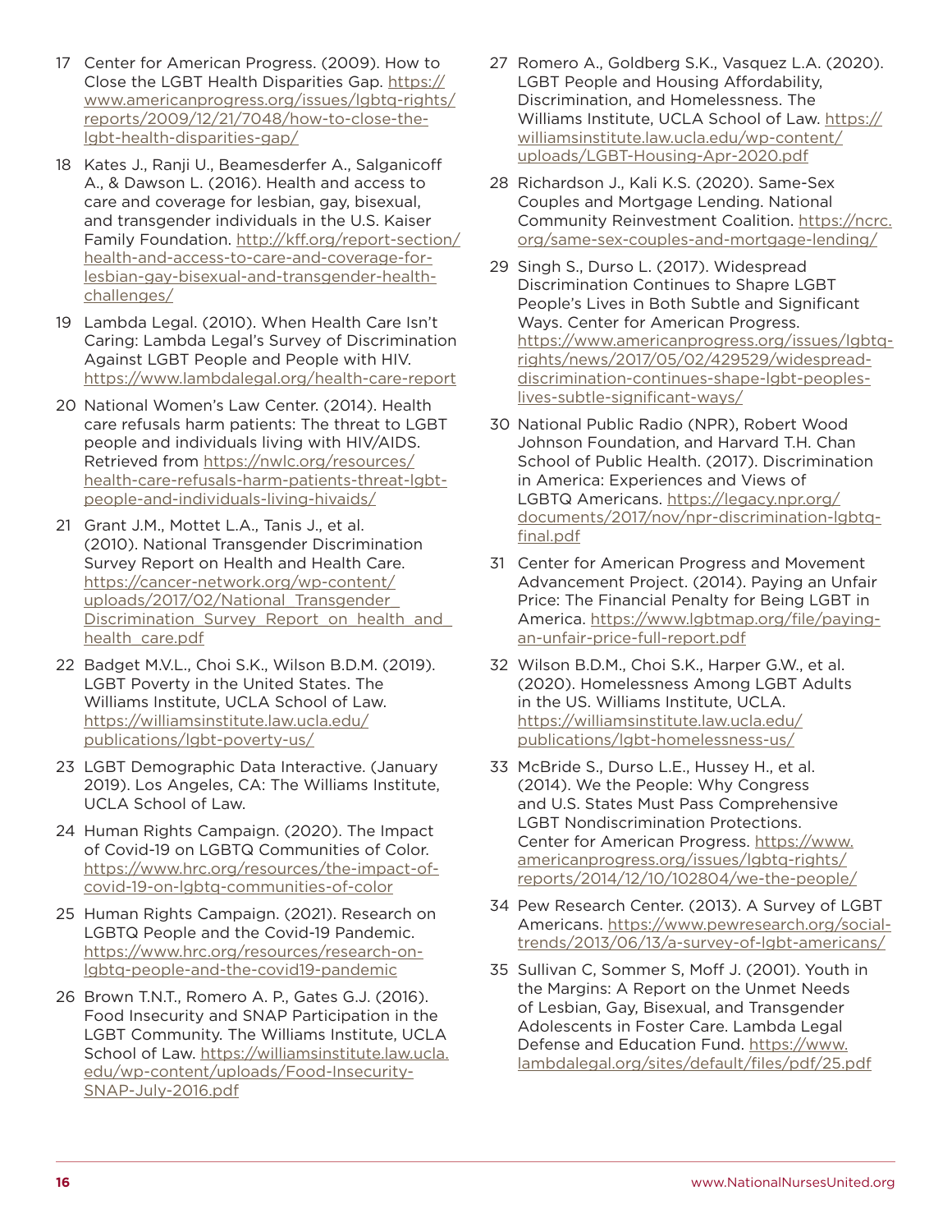17 Center for American Progress. (2009). How to Close the LGBT Health Disparities Gap. https://www.americanprogress.org/issues/lgbtq-rights/reports/2009/12/21/7048/how-to-close-the-lgbt-health-disparities-gap/

18 Kates J., Ranji U., Beamesderfer A., Salganicoff A., & Dawson L. (2016). Health and access to care and coverage for lesbian, gay, bisexual, and transgender individuals in the U.S. Kaiser Family Foundation. http://kff.org/report-section/health-and-access-to-care-and-coverage-for-lesbian-gay-bisexual-and-transgender-health-challenges/

19 Lambda Legal. (2010). When Health Care Isn't Caring: Lambda Legal's Survey of Discrimination Against LGBT People and People with HIV. https://www.lambdalegal.org/health-care-report

20 National Women's Law Center. (2014). Health care refusals harm patients: The threat to LGBT people and individuals living with HIV/AIDS. Retrieved from https://nwlc.org/resources/health-care-refusals-harm-patients-threat-lgbt-people-and-individuals-living-hivaids/

21 Grant J.M., Mottet L.A., Tanis J., et al. (2010). National Transgender Discrimination Survey Report on Health and Health Care. https://cancer-network.org/wp-content/uploads/2017/02/National_Transgender_Discrimination_Survey_Report_on_health_and_health_care.pdf

22 Badget M.V.L., Choi S.K., Wilson B.D.M. (2019). LGBT Poverty in the United States. The Williams Institute, UCLA School of Law. https://williamsinstitute.law.ucla.edu/publications/lgbt-poverty-us/

23 LGBT Demographic Data Interactive. (January 2019). Los Angeles, CA: The Williams Institute, UCLA School of Law.

24 Human Rights Campaign. (2020). The Impact of Covid-19 on LGBTQ Communities of Color. https://www.hrc.org/resources/the-impact-of-covid-19-on-lgbtq-communities-of-color

25 Human Rights Campaign. (2021). Research on LGBTQ People and the Covid-19 Pandemic. https://www.hrc.org/resources/research-on-lgbtq-people-and-the-covid19-pandemic

26 Brown T.N.T., Romero A. P., Gates G.J. (2016). Food Insecurity and SNAP Participation in the LGBT Community. The Williams Institute, UCLA School of Law. https://williamsinstitute.law.ucla.edu/wp-content/uploads/Food-Insecurity-SNAP-July-2016.pdf

27 Romero A., Goldberg S.K., Vasquez L.A. (2020). LGBT People and Housing Affordability, Discrimination, and Homelessness. The Williams Institute, UCLA School of Law. https://williamsinstitute.law.ucla.edu/wp-content/uploads/LGBT-Housing-Apr-2020.pdf

28 Richardson J., Kali K.S. (2020). Same-Sex Couples and Mortgage Lending. National Community Reinvestment Coalition. https://ncrc.org/same-sex-couples-and-mortgage-lending/

29 Singh S., Durso L. (2017). Widespread Discrimination Continues to Shapre LGBT People's Lives in Both Subtle and Significant Ways. Center for American Progress. https://www.americanprogress.org/issues/lgbtq-rights/news/2017/05/02/429529/widespread-discrimination-continues-shape-lgbt-peoples-lives-subtle-significant-ways/

30 National Public Radio (NPR), Robert Wood Johnson Foundation, and Harvard T.H. Chan School of Public Health. (2017). Discrimination in America: Experiences and Views of LGBTQ Americans. https://legacy.npr.org/documents/2017/nov/npr-discrimination-lgbtq-final.pdf

31 Center for American Progress and Movement Advancement Project. (2014). Paying an Unfair Price: The Financial Penalty for Being LGBT in America. https://www.lgbtmap.org/file/paying-an-unfair-price-full-report.pdf

32 Wilson B.D.M., Choi S.K., Harper G.W., et al. (2020). Homelessness Among LGBT Adults in the US. Williams Institute, UCLA. https://williamsinstitute.law.ucla.edu/publications/lgbt-homelessness-us/

33 McBride S., Durso L.E., Hussey H., et al. (2014). We the People: Why Congress and U.S. States Must Pass Comprehensive LGBT Nondiscrimination Protections. Center for American Progress. https://www.americanprogress.org/issues/lgbtq-rights/reports/2014/12/10/102804/we-the-people/

34 Pew Research Center. (2013). A Survey of LGBT Americans. https://www.pewresearch.org/social-trends/2013/06/13/a-survey-of-lgbt-americans/

35 Sullivan C, Sommer S, Moff J. (2001). Youth in the Margins: A Report on the Unmet Needs of Lesbian, Gay, Bisexual, and Transgender Adolescents in Foster Care. Lambda Legal Defense and Education Fund. https://www.lambdalegal.org/sites/default/files/pdf/25.pdf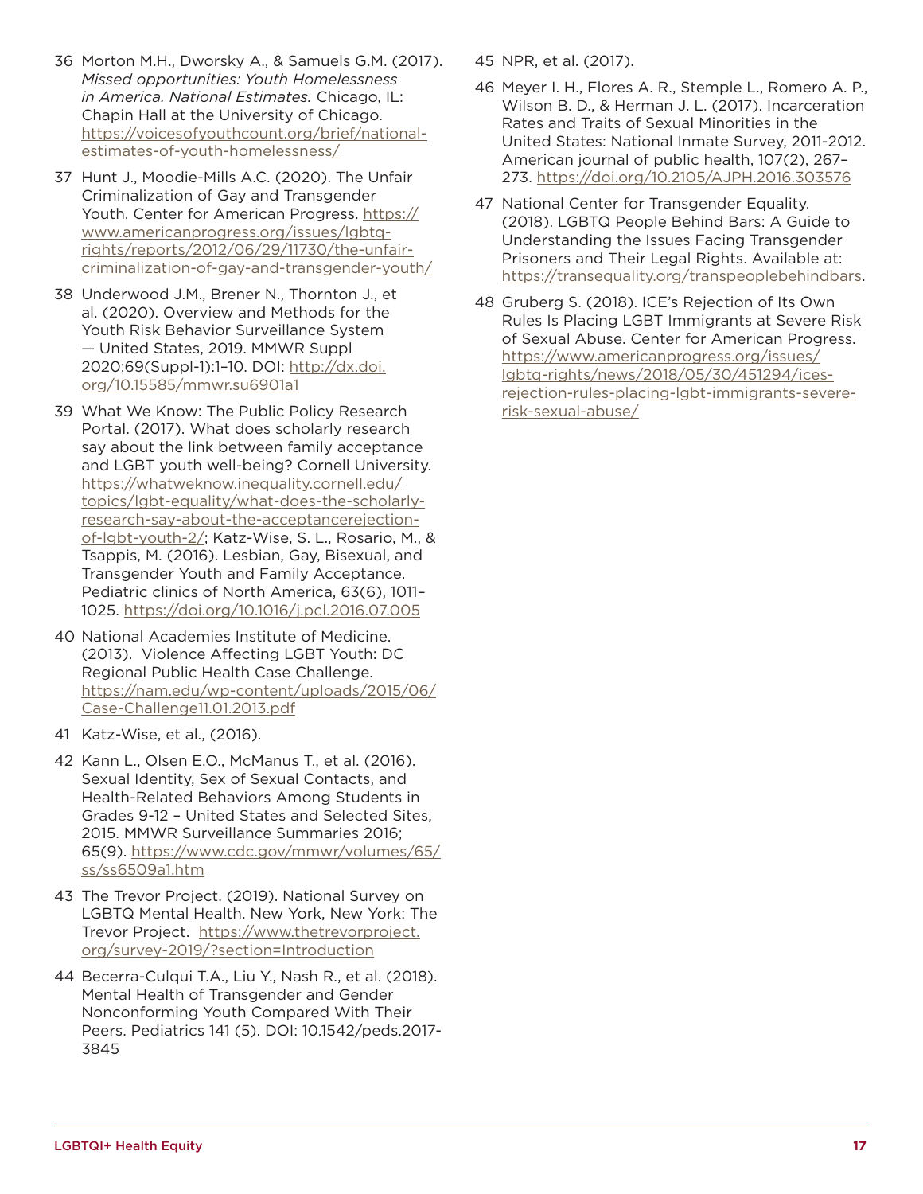36 Morton M.H., Dworsky A., & Samuels G.M. (2017). *Missed opportunities: Youth Homelessness in America. National Estimates.* Chicago, IL: Chapin Hall at the University of Chicago. https://voicesofyouthcount.org/brief/national-estimates-of-youth-homelessness/

37 Hunt J., Moodie-Mills A.C. (2020). The Unfair Criminalization of Gay and Transgender Youth. Center for American Progress. https://www.americanprogress.org/issues/lgbtq-rights/reports/2012/06/29/11730/the-unfair-criminalization-of-gay-and-transgender-youth/

38 Underwood J.M., Brener N., Thornton J., et al. (2020). Overview and Methods for the Youth Risk Behavior Surveillance System — United States, 2019. MMWR Suppl 2020;69(Suppl-1):1–10. DOI: http://dx.doi.org/10.15585/mmwr.su6901a1

39 What We Know: The Public Policy Research Portal. (2017). What does scholarly research say about the link between family acceptance and LGBT youth well-being? Cornell University. https://whatweknow.inequality.cornell.edu/topics/lgbt-equality/what-does-the-scholarly-research-say-about-the-acceptancerejection-of-lgbt-youth-2/; Katz-Wise, S. L., Rosario, M., & Tsappis, M. (2016). Lesbian, Gay, Bisexual, and Transgender Youth and Family Acceptance. Pediatric clinics of North America, 63(6), 1011–1025. https://doi.org/10.1016/j.pcl.2016.07.005

40 National Academies Institute of Medicine. (2013). Violence Affecting LGBT Youth: DC Regional Public Health Case Challenge. https://nam.edu/wp-content/uploads/2015/06/Case-Challenge11.01.2013.pdf

41 Katz-Wise, et al., (2016).

42 Kann L., Olsen E.O., McManus T., et al. (2016). Sexual Identity, Sex of Sexual Contacts, and Health-Related Behaviors Among Students in Grades 9-12 – United States and Selected Sites, 2015. MMWR Surveillance Summaries 2016; 65(9). https://www.cdc.gov/mmwr/volumes/65/ss/ss6509a1.htm

43 The Trevor Project. (2019). National Survey on LGBTQ Mental Health. New York, New York: The Trevor Project. https://www.thetrevorproject.org/survey-2019/?section=Introduction

44 Becerra-Culqui T.A., Liu Y., Nash R., et al. (2018). Mental Health of Transgender and Gender Nonconforming Youth Compared With Their Peers. Pediatrics 141 (5). DOI: 10.1542/peds.2017-3845

45 NPR, et al. (2017).

46 Meyer I. H., Flores A. R., Stemple L., Romero A. P., Wilson B. D., & Herman J. L. (2017). Incarceration Rates and Traits of Sexual Minorities in the United States: National Inmate Survey, 2011-2012. American journal of public health, 107(2), 267–273. https://doi.org/10.2105/AJPH.2016.303576

47 National Center for Transgender Equality. (2018). LGBTQ People Behind Bars: A Guide to Understanding the Issues Facing Transgender Prisoners and Their Legal Rights. Available at: https://transequality.org/transpeoplebehindbars.

48 Gruberg S. (2018). ICE's Rejection of Its Own Rules Is Placing LGBT Immigrants at Severe Risk of Sexual Abuse. Center for American Progress. https://www.americanprogress.org/issues/lgbtq-rights/news/2018/05/30/451294/ices-rejection-rules-placing-lgbt-immigrants-severe-risk-sexual-abuse/